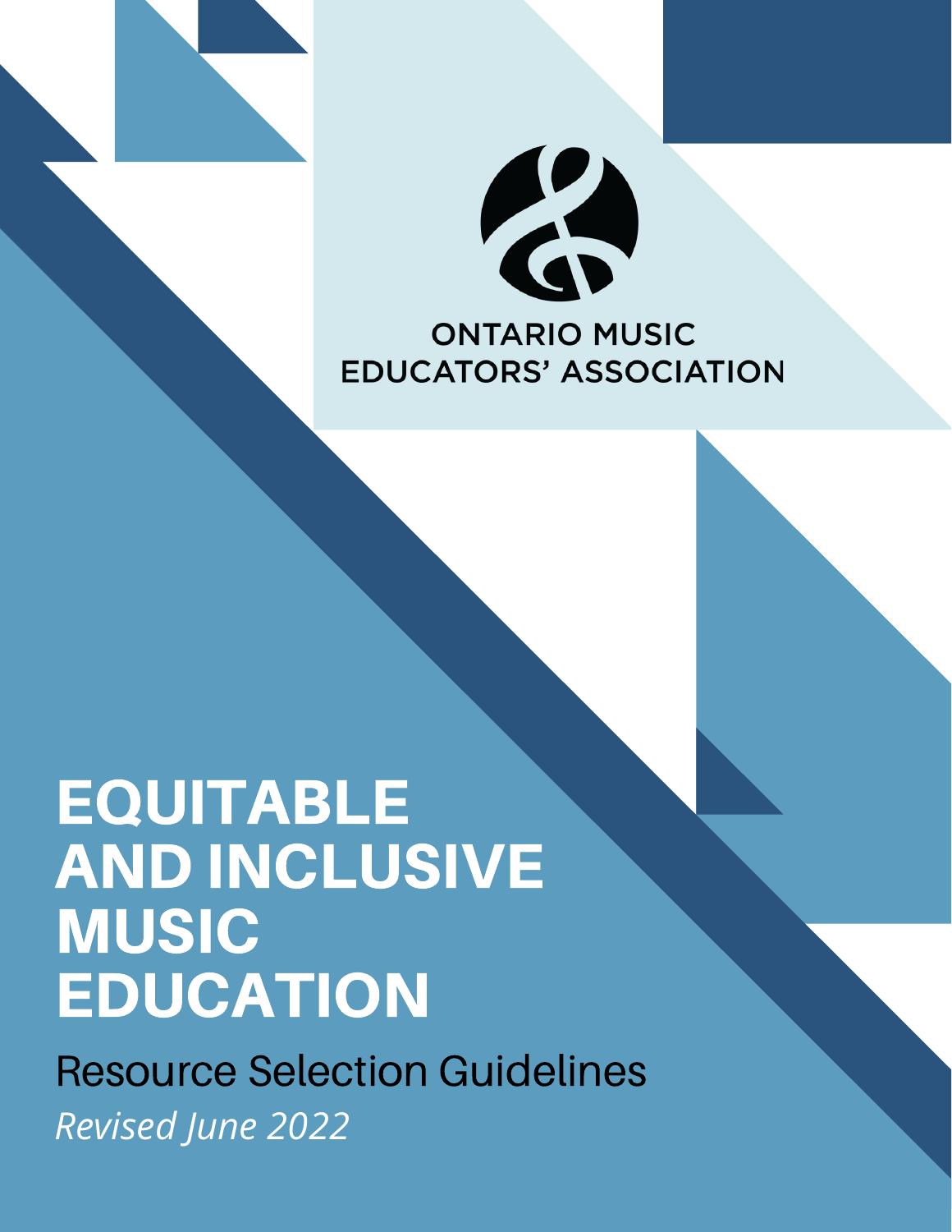ONTARIO MUSIC EDUCATORS' ASSOCIATION

# EQUITABLE AND INCLUSIVE MUSIC EDUCATION

## Resource Selection Guidelines

*Revised June 2022*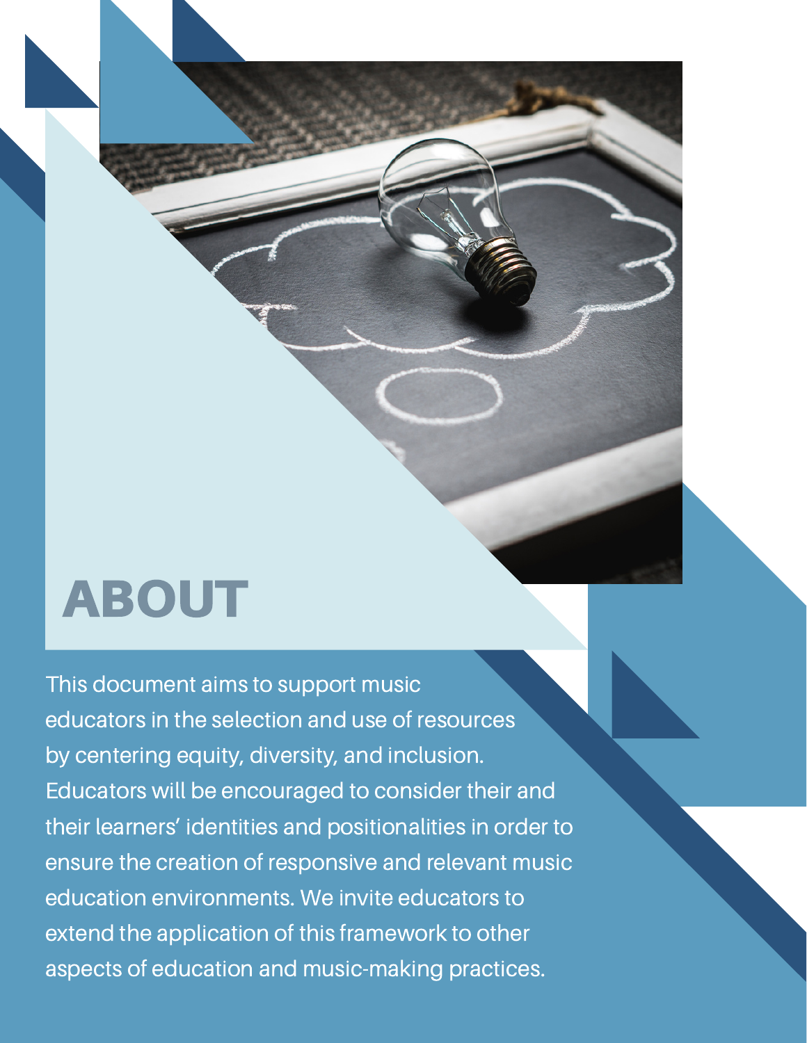# ABOUT

This document aims to support music educators in the selection and use of resources by centering equity, diversity, and inclusion. Educators will be encouraged to consider their and their learners' identities and positionalities in order to ensure the creation of responsive and relevant music education environments. We invite educators to extend the application of this framework to other aspects of education and music-making practices.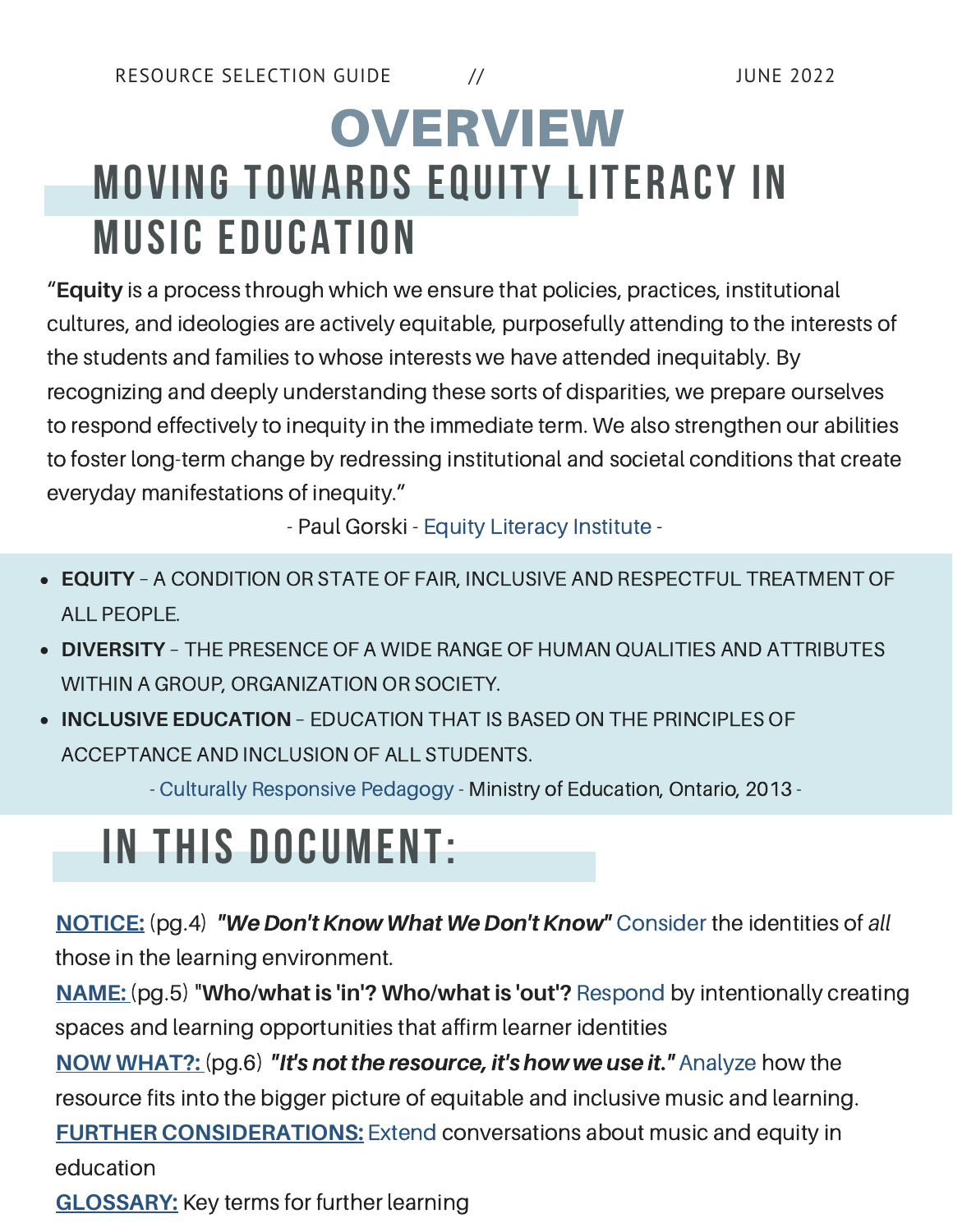# OVERVIEW

## MOVING TOWARDS EQUITY LITERACY IN MUSIC EDUCATION

"**Equity** is a process through which we ensure that policies, practices, institutional cultures, and ideologies are actively equitable, purposefully attending to the interests of the students and families to whose interests we have attended inequitably. By recognizing and deeply understanding these sorts of disparities, we prepare ourselves to respond effectively to inequity in the immediate term. We also strengthen our abilities to foster long-term change by redressing institutional and societal conditions that create everyday manifestations of inequity."

- Paul Gorski - Equity Literacy Institute -

- **EQUITY** – A CONDITION OR STATE OF FAIR, INCLUSIVE AND RESPECTFUL TREATMENT OF ALL PEOPLE.
- **DIVERSITY** – THE PRESENCE OF A WIDE RANGE OF HUMAN QUALITIES AND ATTRIBUTES WITHIN A GROUP, ORGANIZATION OR SOCIETY.
- **INCLUSIVE EDUCATION** – EDUCATION THAT IS BASED ON THE PRINCIPLES OF ACCEPTANCE AND INCLUSION OF ALL STUDENTS.

- Culturally Responsive Pedagogy - Ministry of Education, Ontario, 2013 -

## IN THIS DOCUMENT:

**NOTICE:** (pg.4) ***"We Don't Know What We Don't Know"*** Consider the identities of *all* those in the learning environment.

**NAME:** (pg.5) "**Who/what is 'in'? Who/what is 'out'?** Respond by intentionally creating spaces and learning opportunities that affirm learner identities

**NOW WHAT?:** (pg.6) ***"It's not the resource, it's how we use it."*** Analyze how the resource fits into the bigger picture of equitable and inclusive music and learning.

**FURTHER CONSIDERATIONS:** Extend conversations about music and equity in education

**GLOSSARY:** Key terms for further learning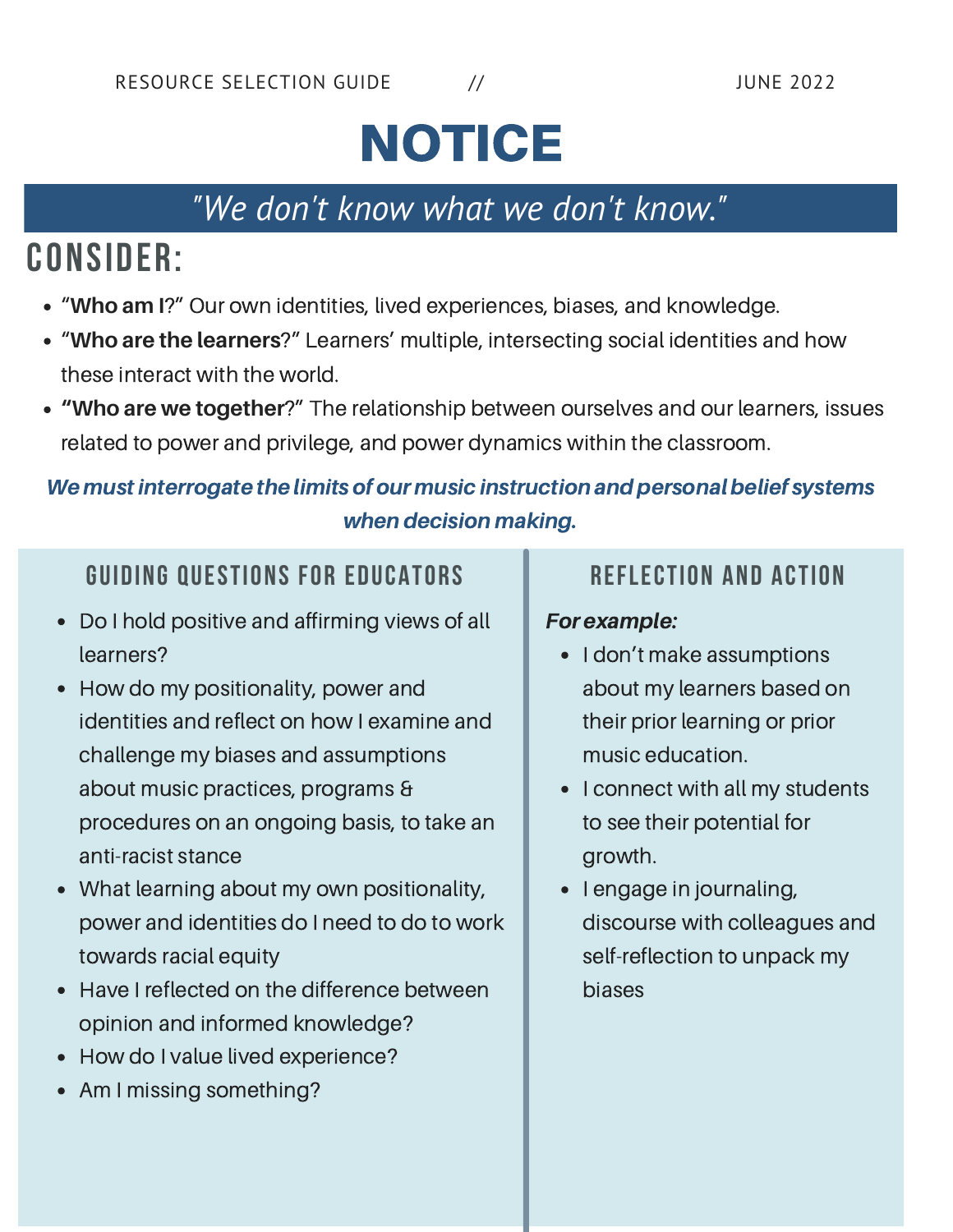RESOURCE SELECTION GUIDE // JUNE 2022

# NOTICE

*"We don't know what we don't know."*

## CONSIDER:

- **"Who am I**?" Our own identities, lived experiences, biases, and knowledge.
- **"Who are the learners**?" Learners' multiple, intersecting social identities and how these interact with the world.
- **"Who are we together**?" The relationship between ourselves and our learners, issues related to power and privilege, and power dynamics within the classroom.

***We must interrogate the limits of our music instruction and personal belief systems when decision making.***

### GUIDING QUESTIONS FOR EDUCATORS

- Do I hold positive and affirming views of all learners?
- How do my positionality, power and identities and reflect on how I examine and challenge my biases and assumptions about music practices, programs & procedures on an ongoing basis, to take an anti-racist stance
- What learning about my own positionality, power and identities do I need to do to work towards racial equity
- Have I reflected on the difference between opinion and informed knowledge?
- How do I value lived experience?
- Am I missing something?

### REFLECTION AND ACTION

***For example:***

- I don't make assumptions about my learners based on their prior learning or prior music education.
- I connect with all my students to see their potential for growth.
- I engage in journaling, discourse with colleagues and self-reflection to unpack my biases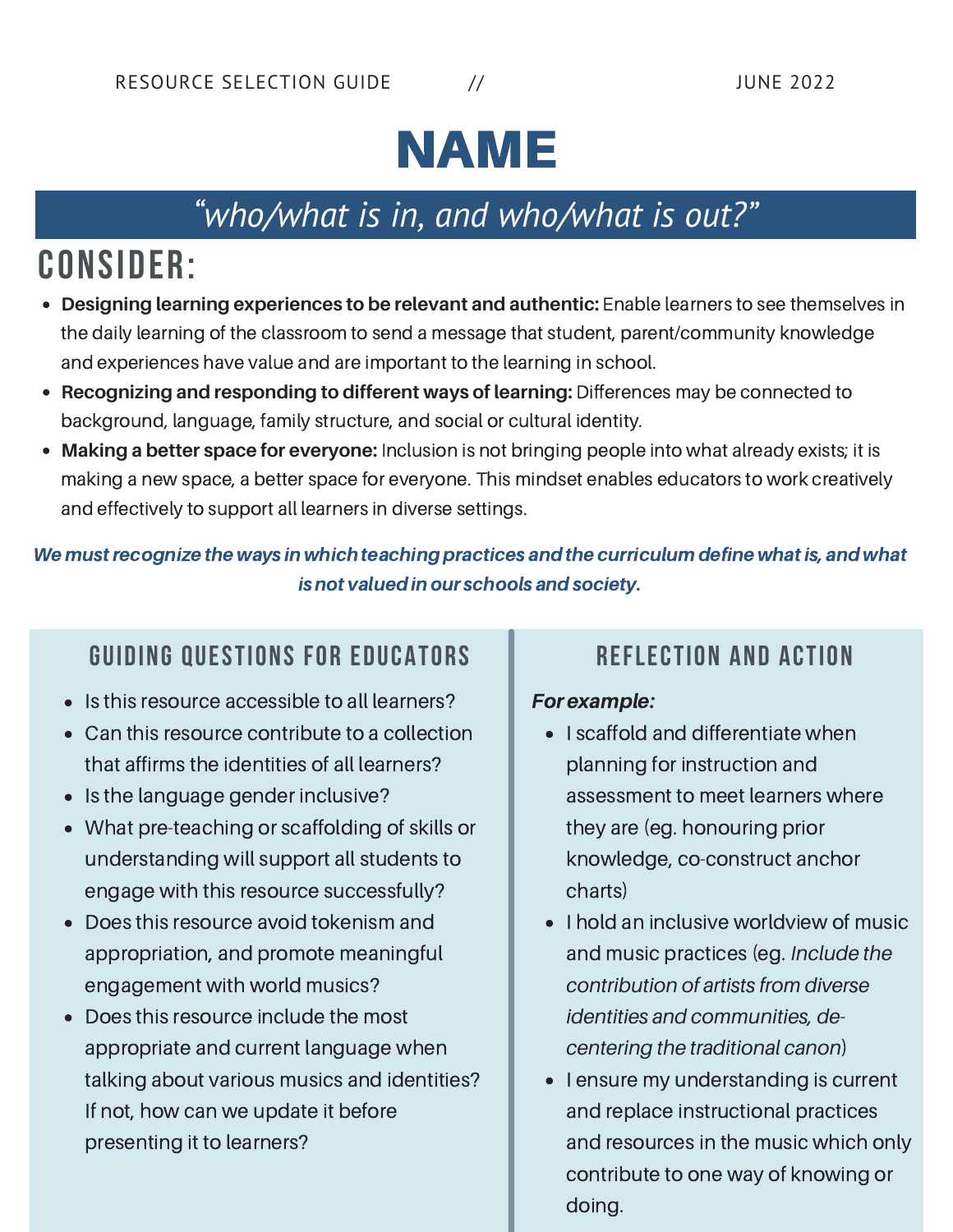# NAME

## *"who/what is in, and who/what is out?"*

## CONSIDER:

- **Designing learning experiences to be relevant and authentic:** Enable learners to see themselves in the daily learning of the classroom to send a message that student, parent/community knowledge and experiences have value and are important to the learning in school.
- **Recognizing and responding to different ways of learning:** Differences may be connected to background, language, family structure, and social or cultural identity.
- **Making a better space for everyone:** Inclusion is not bringing people into what already exists; it is making a new space, a better space for everyone. This mindset enables educators to work creatively and effectively to support all learners in diverse settings.

***We must recognize the ways in which teaching practices and the curriculum define what is, and what is not valued in our schools and society.***

### GUIDING QUESTIONS FOR EDUCATORS

- Is this resource accessible to all learners?
- Can this resource contribute to a collection that affirms the identities of all learners?
- Is the language gender inclusive?
- What pre-teaching or scaffolding of skills or understanding will support all students to engage with this resource successfully?
- Does this resource avoid tokenism and appropriation, and promote meaningful engagement with world musics?
- Does this resource include the most appropriate and current language when talking about various musics and identities? If not, how can we update it before presenting it to learners?

### REFLECTION AND ACTION

***For example:***

- I scaffold and differentiate when planning for instruction and assessment to meet learners where they are (eg. honouring prior knowledge, co-construct anchor charts)
- I hold an inclusive worldview of music and music practices (eg. *Include the contribution of artists from diverse identities and communities, de-centering the traditional canon*)
- I ensure my understanding is current and replace instructional practices and resources in the music which only contribute to one way of knowing or doing.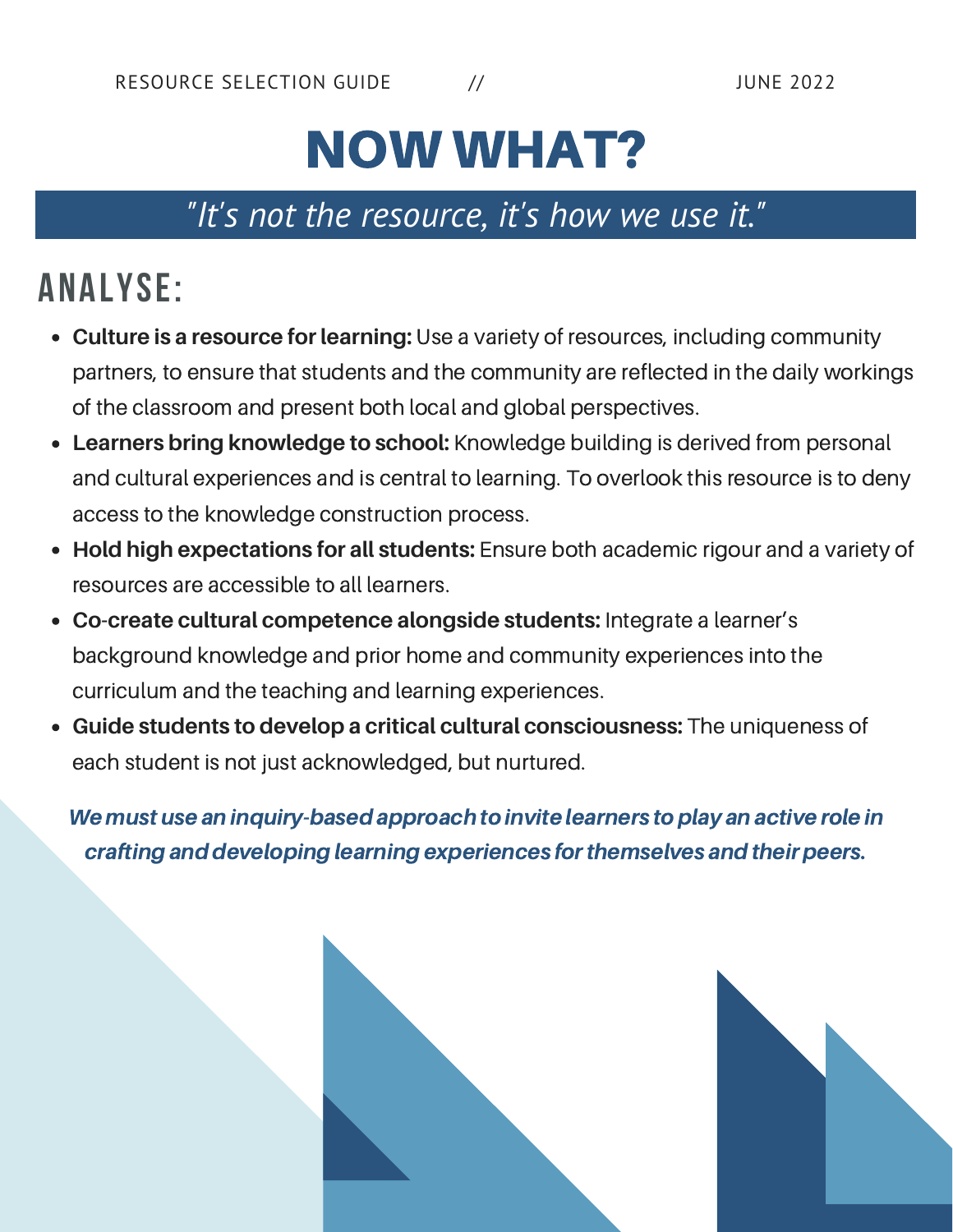# NOW WHAT?

*"It's not the resource, it's how we use it."*

## ANALYSE:

- **Culture is a resource for learning:** Use a variety of resources, including community partners, to ensure that students and the community are reflected in the daily workings of the classroom and present both local and global perspectives.
- **Learners bring knowledge to school:** Knowledge building is derived from personal and cultural experiences and is central to learning. To overlook this resource is to deny access to the knowledge construction process.
- **Hold high expectations for all students:** Ensure both academic rigour and a variety of resources are accessible to all learners.
- **Co-create cultural competence alongside students:** Integrate a learner's background knowledge and prior home and community experiences into the curriculum and the teaching and learning experiences.
- **Guide students to develop a critical cultural consciousness:** The uniqueness of each student is not just acknowledged, but nurtured.

***We must use an inquiry-based approach to invite learners to play an active role in crafting and developing learning experiences for themselves and their peers.***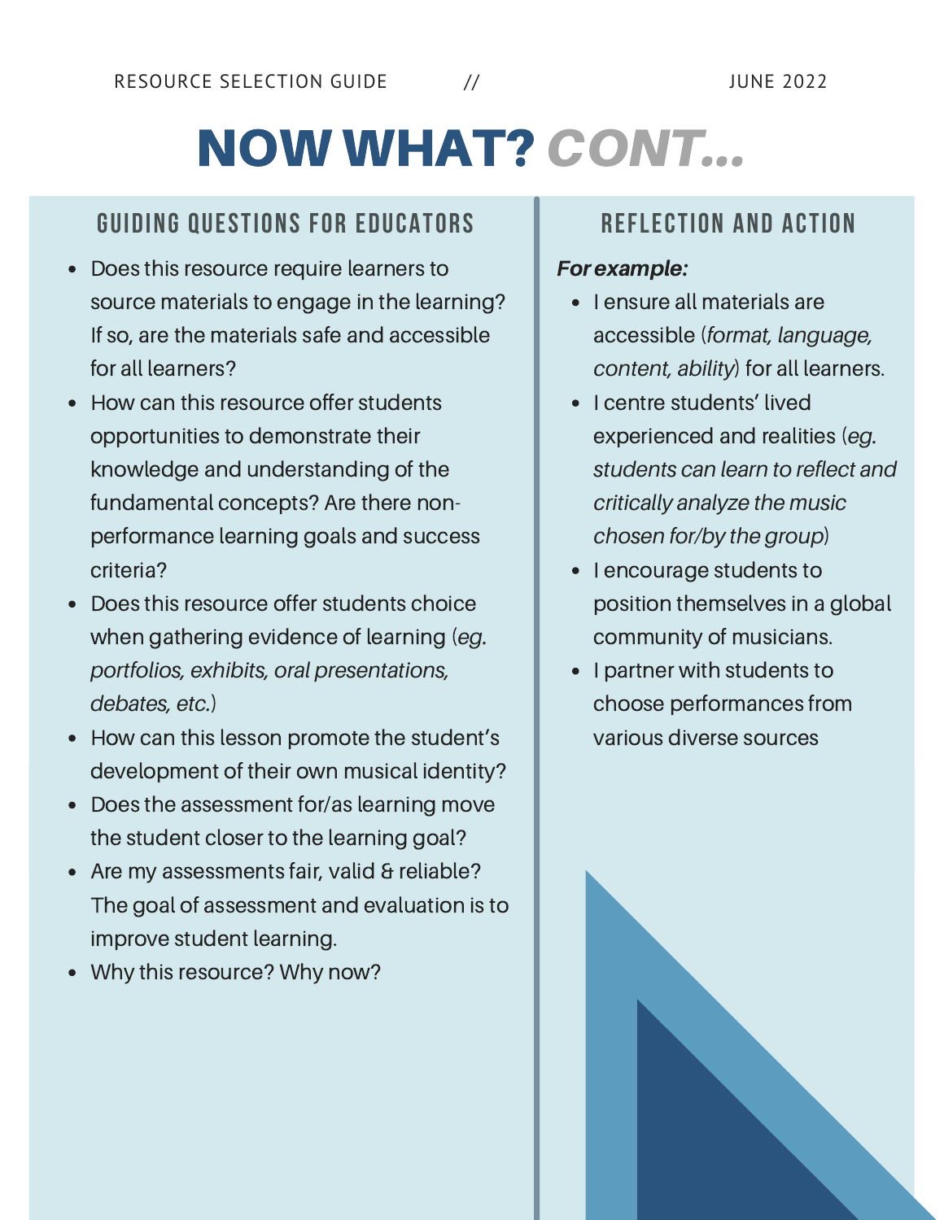# NOW WHAT? *CONT...*

## GUIDING QUESTIONS FOR EDUCATORS

- Does this resource require learners to source materials to engage in the learning? If so, are the materials safe and accessible for all learners?
- How can this resource offer students opportunities to demonstrate their knowledge and understanding of the fundamental concepts? Are there non-performance learning goals and success criteria?
- Does this resource offer students choice when gathering evidence of learning (*eg. portfolios, exhibits, oral presentations, debates, etc.*)
- How can this lesson promote the student's development of their own musical identity?
- Does the assessment for/as learning move the student closer to the learning goal?
- Are my assessments fair, valid & reliable? The goal of assessment and evaluation is to improve student learning.
- Why this resource? Why now?

## REFLECTION AND ACTION

***For example:***

- I ensure all materials are accessible (*format, language, content, ability*) for all learners.
- I centre students' lived experienced and realities (*eg. students can learn to reflect and critically analyze the music chosen for/by the group*)
- I encourage students to position themselves in a global community of musicians.
- I partner with students to choose performances from various diverse sources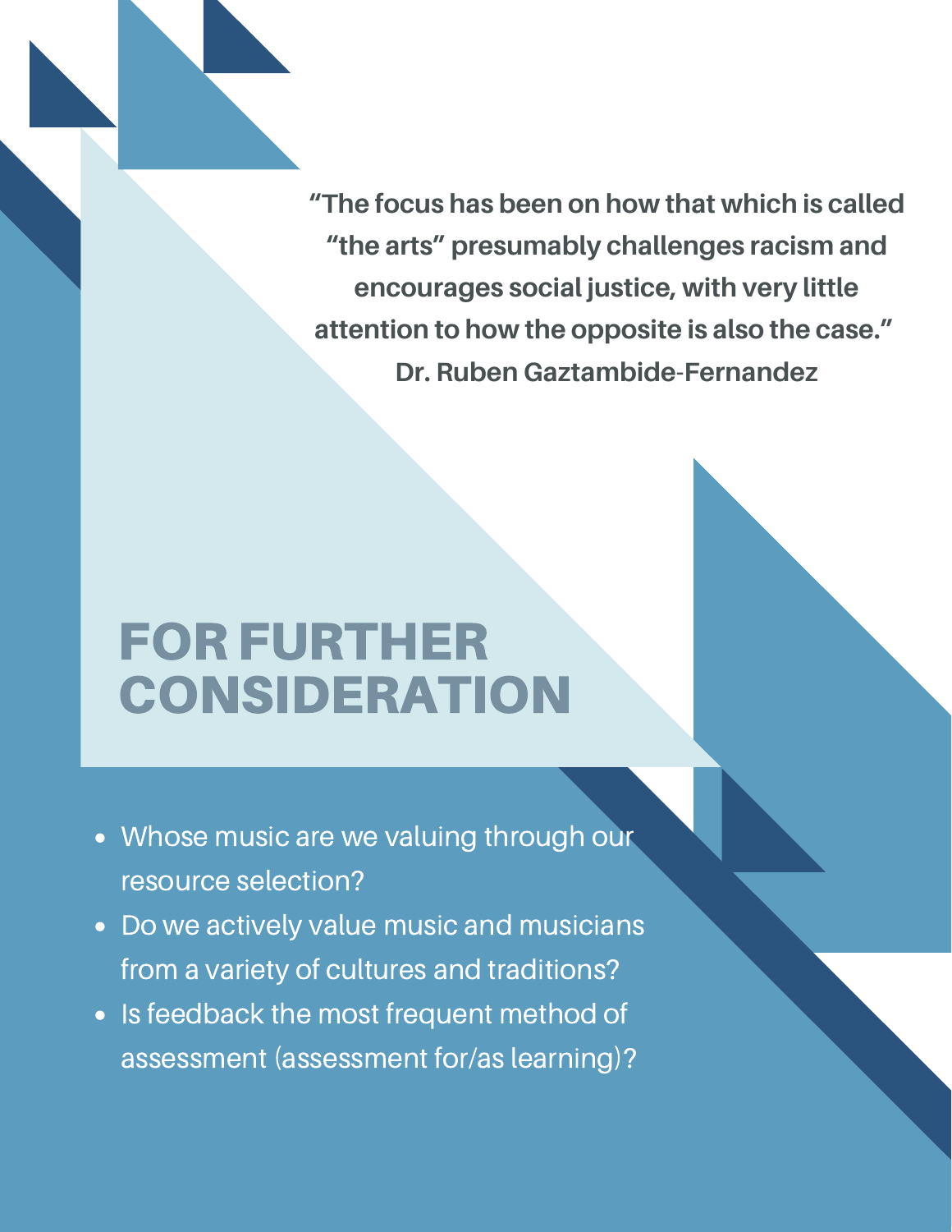"The focus has been on how that which is called "the arts" presumably challenges racism and encourages social justice, with very little attention to how the opposite is also the case."
**Dr. Ruben Gaztambide-Fernandez**

# FOR FURTHER CONSIDERATION

- Whose music are we valuing through our resource selection?
- Do we actively value music and musicians from a variety of cultures and traditions?
- Is feedback the most frequent method of assessment (assessment for/as learning)?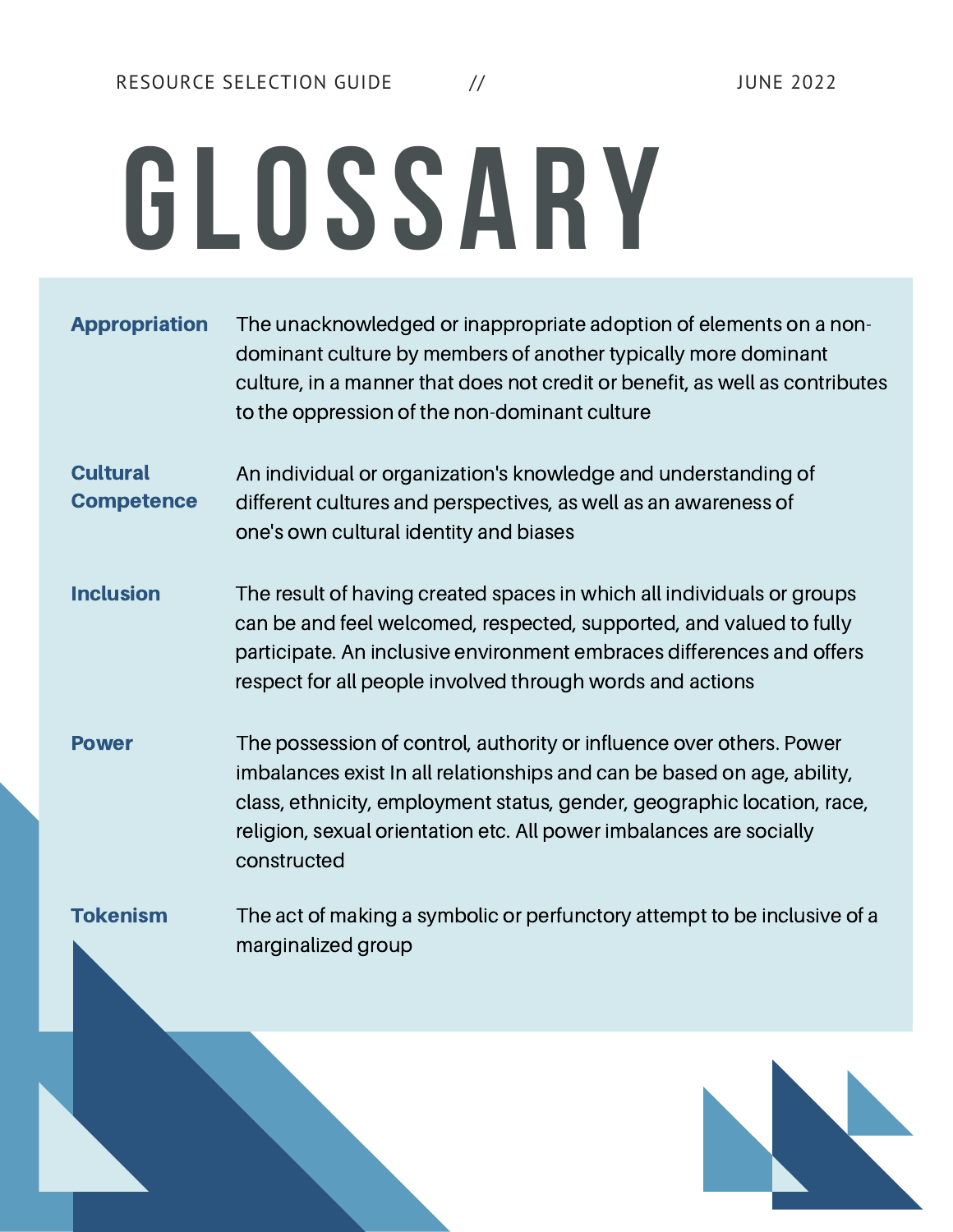RESOURCE SELECTION GUIDE // JUNE 2022

# GLOSSARY

| | |
|---|---|
| **Appropriation** | The unacknowledged or inappropriate adoption of elements on a non-dominant culture by members of another typically more dominant culture, in a manner that does not credit or benefit, as well as contributes to the oppression of the non-dominant culture |
| **Cultural Competence** | An individual or organization's knowledge and understanding of different cultures and perspectives, as well as an awareness of one's own cultural identity and biases |
| **Inclusion** | The result of having created spaces in which all individuals or groups can be and feel welcomed, respected, supported, and valued to fully participate. An inclusive environment embraces differences and offers respect for all people involved through words and actions |
| **Power** | The possession of control, authority or influence over others. Power imbalances exist In all relationships and can be based on age, ability, class, ethnicity, employment status, gender, geographic location, race, religion, sexual orientation etc. All power imbalances are socially constructed |
| **Tokenism** | The act of making a symbolic or perfunctory attempt to be inclusive of a marginalized group |